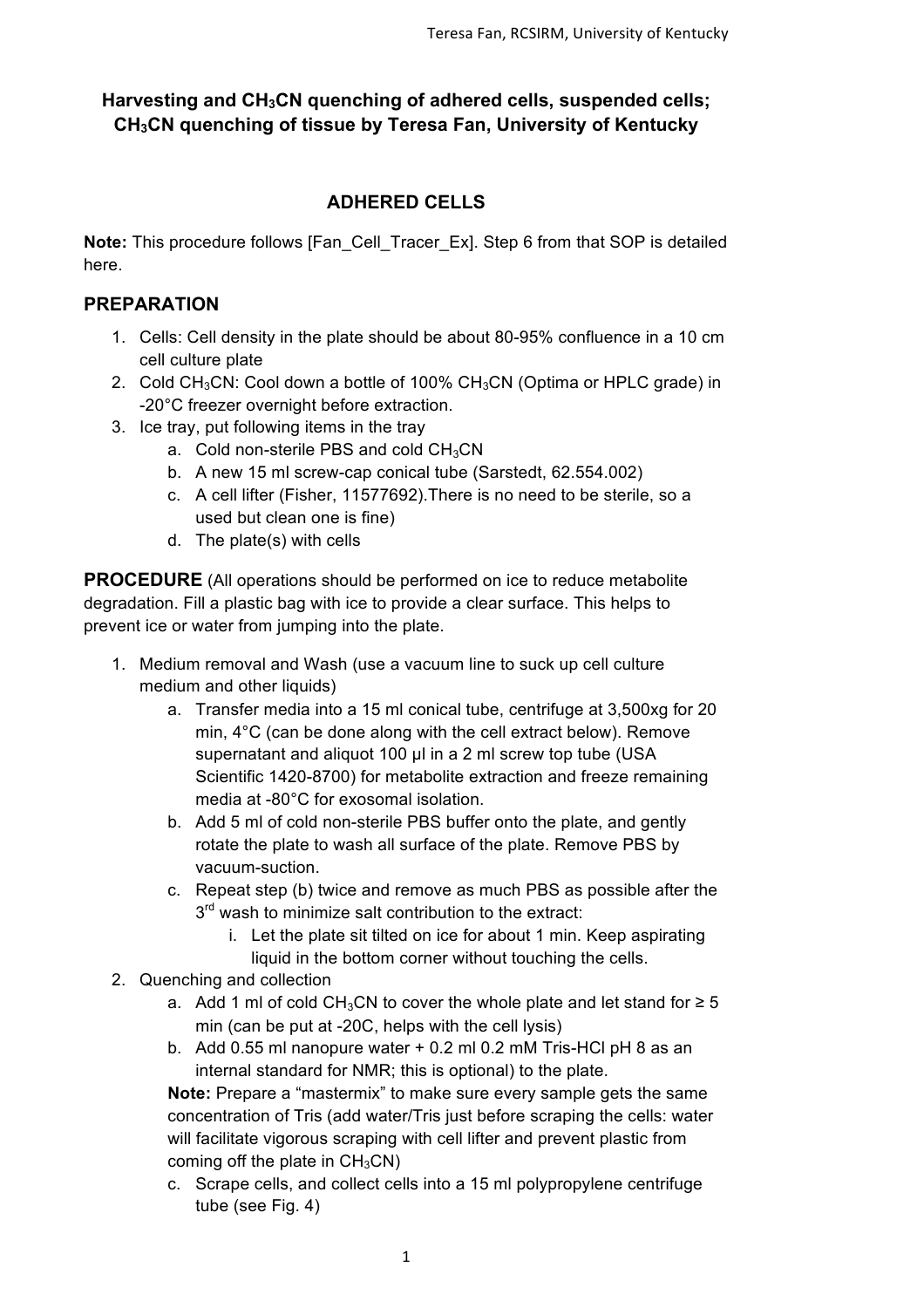# Harvesting and $CH_3CN$ quenching of adhered cells, suspended cells; $CH_3CN$ quenching of tissue by Teresa Fan, University of Kentucky

## ADHERED CELLS

**Note:** This procedure follows [Fan_Cell_Tracer_Ex]. Step 6 from that SOP is detailed here.

### PREPARATION

1. Cells: Cell density in the plate should be about 80-95% confluence in a 10 cm cell culture plate
2. Cold $CH_3CN$: Cool down a bottle of 100% $CH_3CN$ (Optima or HPLC grade) in -20°C freezer overnight before extraction.
3. Ice tray, put following items in the tray
    a. Cold non-sterile PBS and cold $CH_3CN$
    b. A new 15 ml screw-cap conical tube (Sarstedt, 62.554.002)
    c. A cell lifter (Fisher, 11577692).There is no need to be sterile, so a used but clean one is fine)
    d. The plate(s) with cells

### PROCEDURE

(All operations should be performed on ice to reduce metabolite degradation. Fill a plastic bag with ice to provide a clear surface. This helps to prevent ice or water from jumping into the plate.

1. Medium removal and Wash (use a vacuum line to suck up cell culture medium and other liquids)
    a. Transfer media into a 15 ml conical tube, centrifuge at 3,500xg for 20 min, 4°C (can be done along with the cell extract below). Remove supernatant and aliquot 100 µl in a 2 ml screw top tube (USA Scientific 1420-8700) for metabolite extraction and freeze remaining media at -80°C for exosomal isolation.
    b. Add 5 ml of cold non-sterile PBS buffer onto the plate, and gently rotate the plate to wash all surface of the plate. Remove PBS by vacuum-suction.
    c. Repeat step (b) twice and remove as much PBS as possible after the 3rd wash to minimize salt contribution to the extract:
        i. Let the plate sit tilted on ice for about 1 min. Keep aspirating liquid in the bottom corner without touching the cells.
2. Quenching and collection
    a. Add 1 ml of cold $CH_3CN$ to cover the whole plate and let stand for ≥ 5 min (can be put at -20C, helps with the cell lysis)
    b. Add 0.55 ml nanopure water + 0.2 ml 0.2 mM Tris-HCl pH 8 as an internal standard for NMR; this is optional) to the plate.
    **Note:** Prepare a "mastermix" to make sure every sample gets the same concentration of Tris (add water/Tris just before scraping the cells: water will facilitate vigorous scraping with cell lifter and prevent plastic from coming off the plate in $CH_3CN$)
    c. Scrape cells, and collect cells into a 15 ml polypropylene centrifuge tube (see Fig. 4)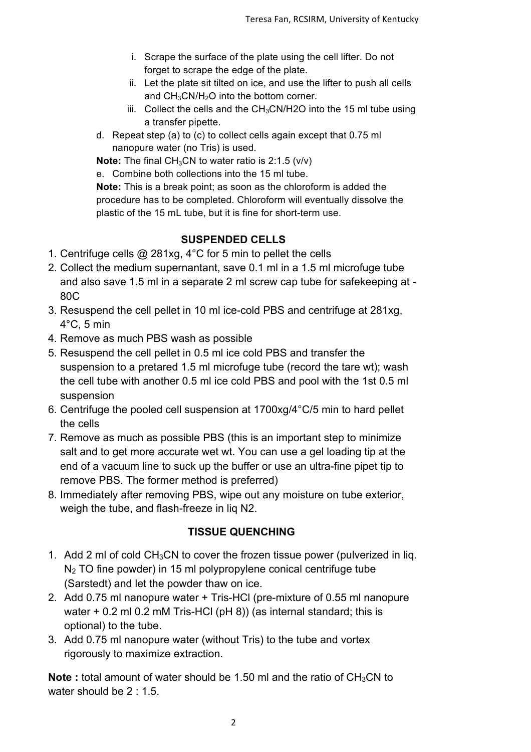i. Scrape the surface of the plate using the cell lifter. Do not forget to scrape the edge of the plate.
ii. Let the plate sit tilted on ice, and use the lifter to push all cells and $CH_3CN/H_2O$ into the bottom corner.
iii. Collect the cells and the $CH_3CN$/H2O into the 15 ml tube using a transfer pipette.

d. Repeat step (a) to (c) to collect cells again except that 0.75 ml nanopure water (no Tris) is used.

**Note:** The final $CH_3CN$ to water ratio is 2:1.5 (v/v)

e. Combine both collections into the 15 ml tube.

**Note:** This is a break point; as soon as the chloroform is added the procedure has to be completed. Chloroform will eventually dissolve the plastic of the 15 mL tube, but it is fine for short-term use.

### SUSPENDED CELLS

1. Centrifuge cells @ 281xg, 4°C for 5 min to pellet the cells
2. Collect the medium supernantant, save 0.1 ml in a 1.5 ml microfuge tube and also save 1.5 ml in a separate 2 ml screw cap tube for safekeeping at -80C
3. Resuspend the cell pellet in 10 ml ice-cold PBS and centrifuge at 281xg, 4°C, 5 min
4. Remove as much PBS wash as possible
5. Resuspend the cell pellet in 0.5 ml ice cold PBS and transfer the suspension to a pretared 1.5 ml microfuge tube (record the tare wt); wash the cell tube with another 0.5 ml ice cold PBS and pool with the 1st 0.5 ml suspension
6. Centrifuge the pooled cell suspension at 1700xg/4°C/5 min to hard pellet the cells
7. Remove as much as possible PBS (this is an important step to minimize salt and to get more accurate wet wt. You can use a gel loading tip at the end of a vacuum line to suck up the buffer or use an ultra-fine pipet tip to remove PBS. The former method is preferred)
8. Immediately after removing PBS, wipe out any moisture on tube exterior, weigh the tube, and flash-freeze in liq N2.

### TISSUE QUENCHING

1. Add 2 ml of cold $CH_3CN$ to cover the frozen tissue power (pulverized in liq. $N_2$ TO fine powder) in 15 ml polypropylene conical centrifuge tube (Sarstedt) and let the powder thaw on ice.
2. Add 0.75 ml nanopure water + Tris-HCl (pre-mixture of 0.55 ml nanopure water + 0.2 ml 0.2 mM Tris-HCl (pH 8)) (as internal standard; this is optional) to the tube.
3. Add 0.75 ml nanopure water (without Tris) to the tube and vortex rigorously to maximize extraction.

**Note :** total amount of water should be 1.50 ml and the ratio of $CH_3CN$ to water should be 2 : 1.5.